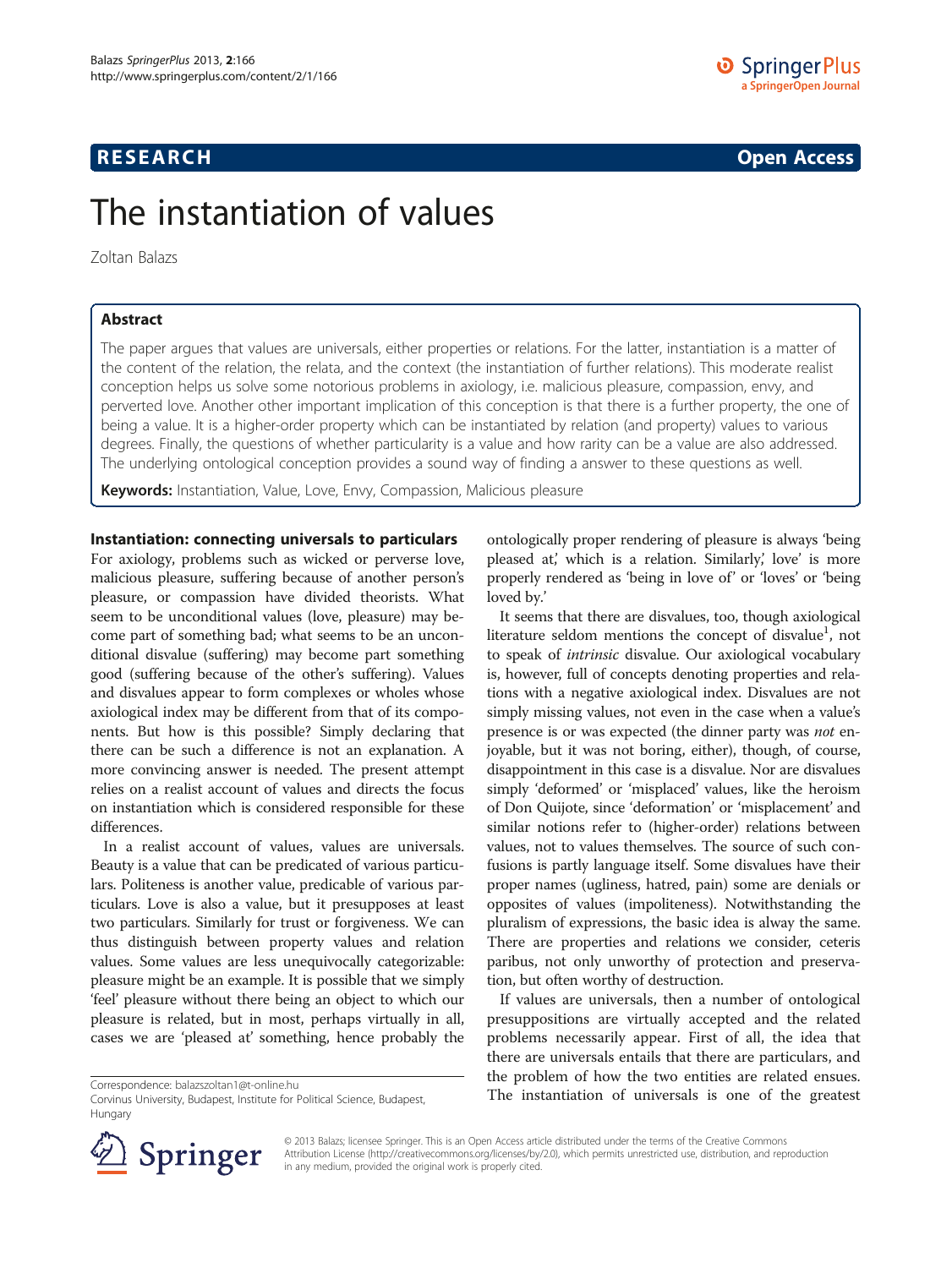RESEARCH Open Access

# The instantiation of values

Zoltan Balazs

## Abstract

The paper argues that values are universals, either properties or relations. For the latter, instantiation is a matter of the content of the relation, the relata, and the context (the instantiation of further relations). This moderate realist conception helps us solve some notorious problems in axiology, i.e. malicious pleasure, compassion, envy, and perverted love. Another other important implication of this conception is that there is a further property, the one of being a value. It is a higher-order property which can be instantiated by relation (and property) values to various degrees. Finally, the questions of whether particularity is a value and how rarity can be a value are also addressed. The underlying ontological conception provides a sound way of finding a answer to these questions as well.

**Keywords:** Instantiation, Value, Love, Envy, Compassion, Malicious pleasure

## Instantiation: connecting universals to particulars

For axiology, problems such as wicked or perverse love, malicious pleasure, suffering because of another person's pleasure, or compassion have divided theorists. What seem to be unconditional values (love, pleasure) may become part of something bad; what seems to be an unconditional disvalue (suffering) may become part something good (suffering because of the other's suffering). Values and disvalues appear to form complexes or wholes whose axiological index may be different from that of its components. But how is this possible? Simply declaring that there can be such a difference is not an explanation. A more convincing answer is needed. The present attempt relies on a realist account of values and directs the focus on instantiation which is considered responsible for these differences.

In a realist account of values, values are universals. Beauty is a value that can be predicated of various particulars. Politeness is another value, predicable of various particulars. Love is also a value, but it presupposes at least two particulars. Similarly for trust or forgiveness. We can thus distinguish between property values and relation values. Some values are less unequivocally categorizable: pleasure might be an example. It is possible that we simply 'feel' pleasure without there being an object to which our pleasure is related, but in most, perhaps virtually in all, cases we are 'pleased at' something, hence probably the ontologically proper rendering of pleasure is always 'being pleased at,' which is a relation. Similarly,' love' is more properly rendered as 'being in love of' or 'loves' or 'being loved by.'

It seems that there are disvalues, too, though axiological literature seldom mentions the concept of disvalue[1], not to speak of *intrinsic* disvalue. Our axiological vocabulary is, however, full of concepts denoting properties and relations with a negative axiological index. Disvalues are not simply missing values, not even in the case when a value's presence is or was expected (the dinner party was *not* enjoyable, but it was not boring, either), though, of course, disappointment in this case is a disvalue. Nor are disvalues simply 'deformed' or 'misplaced' values, like the heroism of Don Quijote, since 'deformation' or 'misplacement' and similar notions refer to (higher-order) relations between values, not to values themselves. The source of such confusions is partly language itself. Some disvalues have their proper names (ugliness, hatred, pain) some are denials or opposites of values (impoliteness). Notwithstanding the pluralism of expressions, the basic idea is alway the same. There are properties and relations we consider, ceteris paribus, not only unworthy of protection and preservation, but often worthy of destruction.

If values are universals, then a number of ontological presuppositions are virtually accepted and the related problems necessarily appear. First of all, the idea that there are universals entails that there are particulars, and the problem of how the two entities are related ensues. The instantiation of universals is one of the greatest

Correspondence: balazszoltan1@t-online.hu
Corvinus University, Budapest, Institute for Political Science, Budapest, Hungary

© 2013 Balazs; licensee Springer. This is an Open Access article distributed under the terms of the Creative Commons Attribution License (http://creativecommons.org/licenses/by/2.0), which permits unrestricted use, distribution, and reproduction in any medium, provided the original work is properly cited.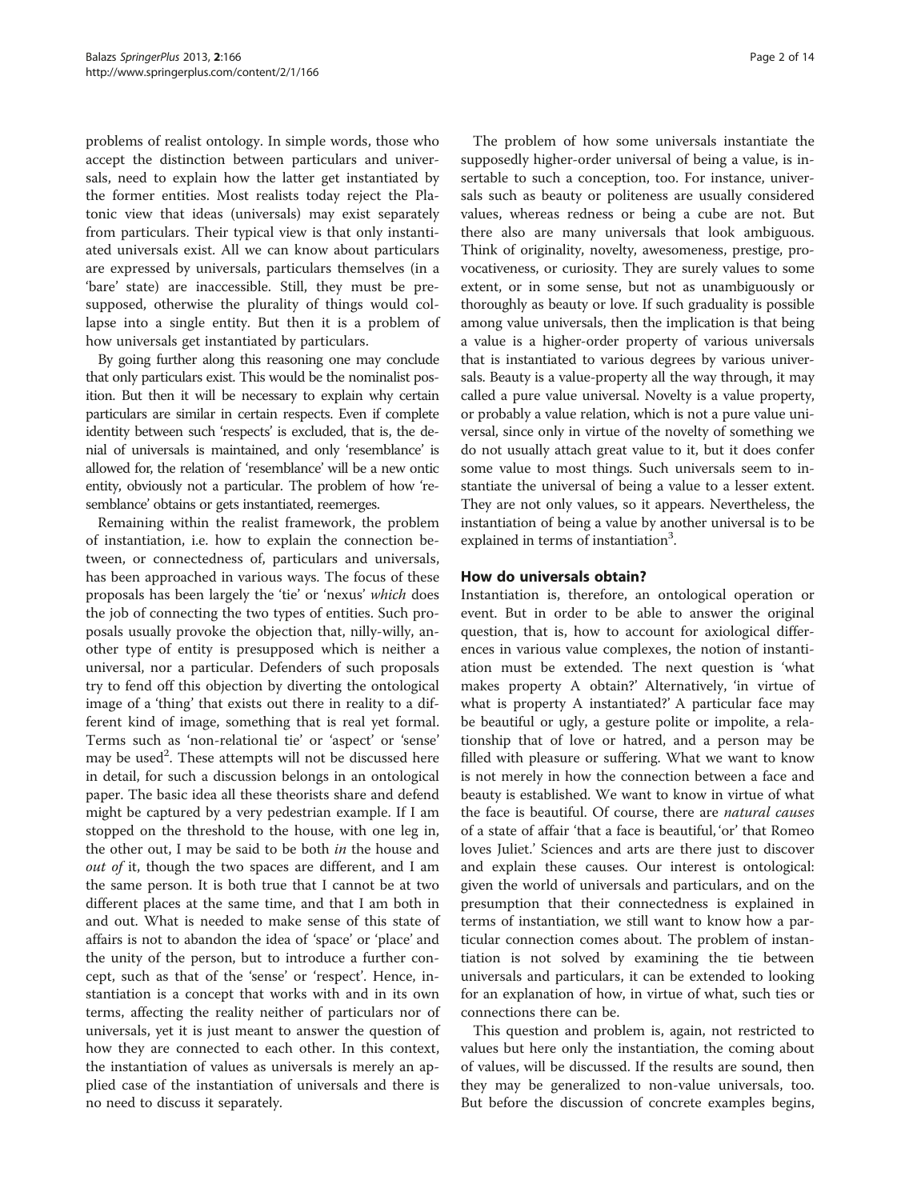problems of realist ontology. In simple words, those who accept the distinction between particulars and universals, need to explain how the latter get instantiated by the former entities. Most realists today reject the Platonic view that ideas (universals) may exist separately from particulars. Their typical view is that only instantiated universals exist. All we can know about particulars are expressed by universals, particulars themselves (in a 'bare' state) are inaccessible. Still, they must be presupposed, otherwise the plurality of things would collapse into a single entity. But then it is a problem of how universals get instantiated by particulars.

By going further along this reasoning one may conclude that only particulars exist. This would be the nominalist position. But then it will be necessary to explain why certain particulars are similar in certain respects. Even if complete identity between such 'respects' is excluded, that is, the denial of universals is maintained, and only 'resemblance' is allowed for, the relation of 'resemblance' will be a new ontic entity, obviously not a particular. The problem of how 'resemblance' obtains or gets instantiated, reemerges.

Remaining within the realist framework, the problem of instantiation, i.e. how to explain the connection between, or connectedness of, particulars and universals, has been approached in various ways. The focus of these proposals has been largely the 'tie' or 'nexus' *which* does the job of connecting the two types of entities. Such proposals usually provoke the objection that, nilly-willy, another type of entity is presupposed which is neither a universal, nor a particular. Defenders of such proposals try to fend off this objection by diverting the ontological image of a 'thing' that exists out there in reality to a different kind of image, something that is real yet formal. Terms such as 'non-relational tie' or 'aspect' or 'sense' may be used[2]. These attempts will not be discussed here in detail, for such a discussion belongs in an ontological paper. The basic idea all these theorists share and defend might be captured by a very pedestrian example. If I am stopped on the threshold to the house, with one leg in, the other out, I may be said to be both *in* the house and *out of* it, though the two spaces are different, and I am the same person. It is both true that I cannot be at two different places at the same time, and that I am both in and out. What is needed to make sense of this state of affairs is not to abandon the idea of 'space' or 'place' and the unity of the person, but to introduce a further concept, such as that of the 'sense' or 'respect'. Hence, instantiation is a concept that works with and in its own terms, affecting the reality neither of particulars nor of universals, yet it is just meant to answer the question of how they are connected to each other. In this context, the instantiation of values as universals is merely an applied case of the instantiation of universals and there is no need to discuss it separately.

The problem of how some universals instantiate the supposedly higher-order universal of being a value, is insertable to such a conception, too. For instance, universals such as beauty or politeness are usually considered values, whereas redness or being a cube are not. But there also are many universals that look ambiguous. Think of originality, novelty, awesomeness, prestige, provocativeness, or curiosity. They are surely values to some extent, or in some sense, but not as unambiguously or thoroughly as beauty or love. If such graduality is possible among value universals, then the implication is that being a value is a higher-order property of various universals that is instantiated to various degrees by various universals. Beauty is a value-property all the way through, it may called a pure value universal. Novelty is a value property, or probably a value relation, which is not a pure value universal, since only in virtue of the novelty of something we do not usually attach great value to it, but it does confer some value to most things. Such universals seem to instantiate the universal of being a value to a lesser extent. They are not only values, so it appears. Nevertheless, the instantiation of being a value by another universal is to be explained in terms of instantiation[3].

## How do universals obtain?

Instantiation is, therefore, an ontological operation or event. But in order to be able to answer the original question, that is, how to account for axiological differences in various value complexes, the notion of instantiation must be extended. The next question is 'what makes property A obtain?' Alternatively, 'in virtue of what is property A instantiated?' A particular face may be beautiful or ugly, a gesture polite or impolite, a relationship that of love or hatred, and a person may be filled with pleasure or suffering. What we want to know is not merely in how the connection between a face and beauty is established. We want to know in virtue of what the face is beautiful. Of course, there are *natural causes* of a state of affair 'that a face is beautiful,'or' that Romeo loves Juliet.' Sciences and arts are there just to discover and explain these causes. Our interest is ontological: given the world of universals and particulars, and on the presumption that their connectedness is explained in terms of instantiation, we still want to know how a particular connection comes about. The problem of instantiation is not solved by examining the tie between universals and particulars, it can be extended to looking for an explanation of how, in virtue of what, such ties or connections there can be.

This question and problem is, again, not restricted to values but here only the instantiation, the coming about of values, will be discussed. If the results are sound, then they may be generalized to non-value universals, too. But before the discussion of concrete examples begins,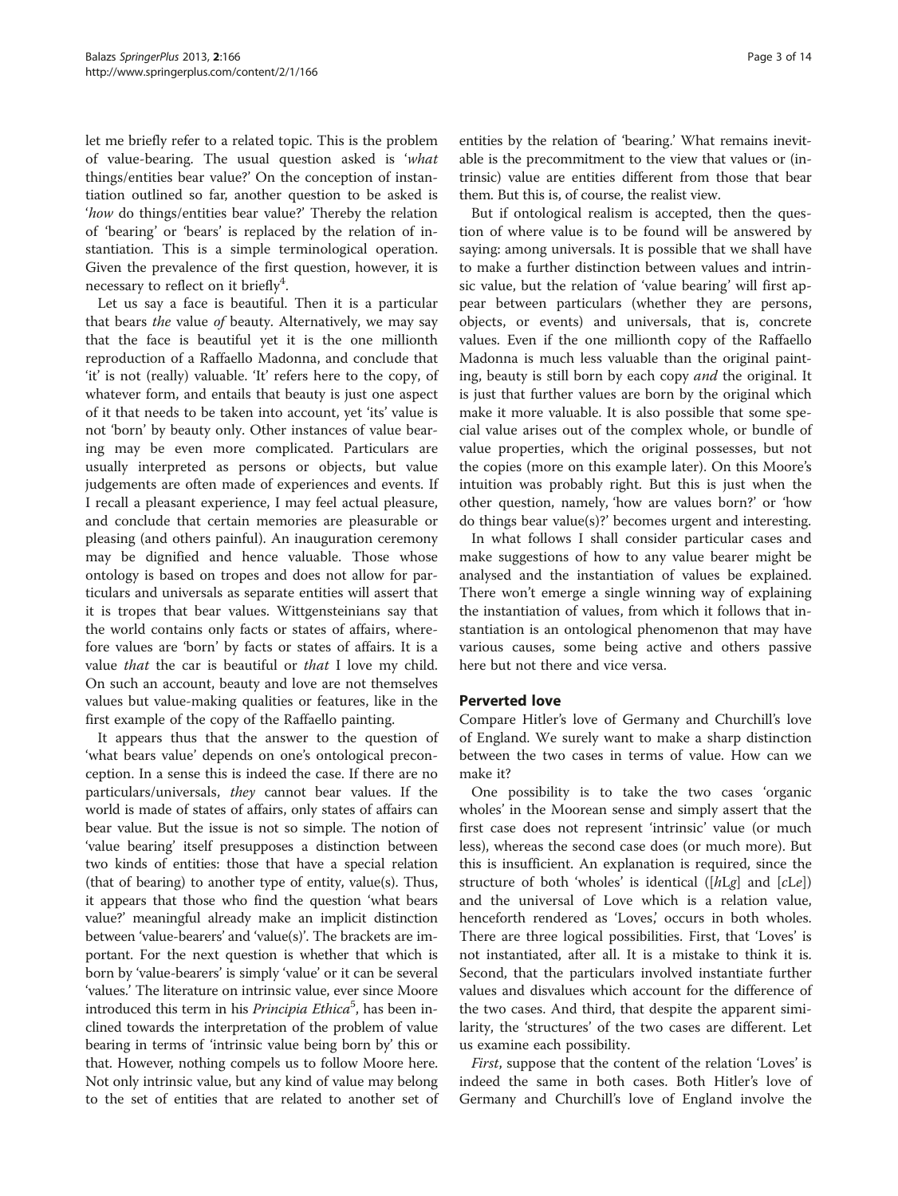let me briefly refer to a related topic. This is the problem of value-bearing. The usual question asked is '*what* things/entities bear value?' On the conception of instantiation outlined so far, another question to be asked is '*how* do things/entities bear value?' Thereby the relation of 'bearing' or 'bears' is replaced by the relation of instantiation. This is a simple terminological operation. Given the prevalence of the first question, however, it is necessary to reflect on it briefly[4].

Let us say a face is beautiful. Then it is a particular that bears *the* value *of* beauty. Alternatively, we may say that the face is beautiful yet it is the one millionth reproduction of a Raffaello Madonna, and conclude that 'it' is not (really) valuable. 'It' refers here to the copy, of whatever form, and entails that beauty is just one aspect of it that needs to be taken into account, yet 'its' value is not 'born' by beauty only. Other instances of value bearing may be even more complicated. Particulars are usually interpreted as persons or objects, but value judgements are often made of experiences and events. If I recall a pleasant experience, I may feel actual pleasure, and conclude that certain memories are pleasurable or pleasing (and others painful). An inauguration ceremony may be dignified and hence valuable. Those whose ontology is based on tropes and does not allow for particulars and universals as separate entities will assert that it is tropes that bear values. Wittgensteinians say that the world contains only facts or states of affairs, wherefore values are 'born' by facts or states of affairs. It is a value *that* the car is beautiful or *that* I love my child. On such an account, beauty and love are not themselves values but value-making qualities or features, like in the first example of the copy of the Raffaello painting.

It appears thus that the answer to the question of 'what bears value' depends on one's ontological preconception. In a sense this is indeed the case. If there are no particulars/universals, *they* cannot bear values. If the world is made of states of affairs, only states of affairs can bear value. But the issue is not so simple. The notion of 'value bearing' itself presupposes a distinction between two kinds of entities: those that have a special relation (that of bearing) to another type of entity, value(s). Thus, it appears that those who find the question 'what bears value?' meaningful already make an implicit distinction between 'value-bearers' and 'value(s)'. The brackets are important. For the next question is whether that which is born by 'value-bearers' is simply 'value' or it can be several 'values.' The literature on intrinsic value, ever since Moore introduced this term in his *Principia Ethica*[5], has been inclined towards the interpretation of the problem of value bearing in terms of 'intrinsic value being born by' this or that. However, nothing compels us to follow Moore here. Not only intrinsic value, but any kind of value may belong to the set of entities that are related to another set of entities by the relation of 'bearing.' What remains inevitable is the precommitment to the view that values or (intrinsic) value are entities different from those that bear them. But this is, of course, the realist view.

But if ontological realism is accepted, then the question of where value is to be found will be answered by saying: among universals. It is possible that we shall have to make a further distinction between values and intrinsic value, but the relation of 'value bearing' will first appear between particulars (whether they are persons, objects, or events) and universals, that is, concrete values. Even if the one millionth copy of the Raffaello Madonna is much less valuable than the original painting, beauty is still born by each copy *and* the original. It is just that further values are born by the original which make it more valuable. It is also possible that some special value arises out of the complex whole, or bundle of value properties, which the original possesses, but not the copies (more on this example later). On this Moore's intuition was probably right. But this is just when the other question, namely, 'how are values born?' or 'how do things bear value(s)?' becomes urgent and interesting.

In what follows I shall consider particular cases and make suggestions of how to any value bearer might be analysed and the instantiation of values be explained. There won't emerge a single winning way of explaining the instantiation of values, from which it follows that instantiation is an ontological phenomenon that may have various causes, some being active and others passive here but not there and vice versa.

## Perverted love

Compare Hitler's love of Germany and Churchill's love of England. We surely want to make a sharp distinction between the two cases in terms of value. How can we make it?

One possibility is to take the two cases 'organic wholes' in the Moorean sense and simply assert that the first case does not represent 'intrinsic' value (or much less), whereas the second case does (or much more). But this is insufficient. An explanation is required, since the structure of both 'wholes' is identical ([*h*L*g*] and [*c*L*e*]) and the universal of Love which is a relation value, henceforth rendered as 'Loves,' occurs in both wholes. There are three logical possibilities. First, that 'Loves' is not instantiated, after all. It is a mistake to think it is. Second, that the particulars involved instantiate further values and disvalues which account for the difference of the two cases. And third, that despite the apparent similarity, the 'structures' of the two cases are different. Let us examine each possibility.

*First*, suppose that the content of the relation 'Loves' is indeed the same in both cases. Both Hitler's love of Germany and Churchill's love of England involve the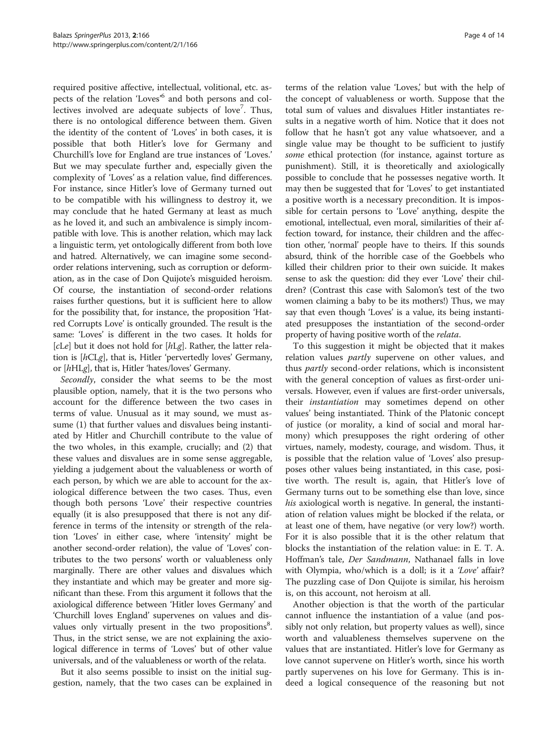required positive affective, intellectual, volitional, etc. aspects of the relation 'Loves'[6] and both persons and collectives involved are adequate subjects of love[7]. Thus, there is no ontological difference between them. Given the identity of the content of 'Loves' in both cases, it is possible that both Hitler's love for Germany and Churchill's love for England are true instances of 'Loves.' But we may speculate further and, especially given the complexity of 'Loves' as a relation value, find differences. For instance, since Hitler's love of Germany turned out to be compatible with his willingness to destroy it, we may conclude that he hated Germany at least as much as he loved it, and such an ambivalence is simply incompatible with love. This is another relation, which may lack a linguistic term, yet ontologically different from both love and hatred. Alternatively, we can imagine some second-order relations intervening, such as corruption or deformation, as in the case of Don Quijote's misguided heroism. Of course, the instantiation of second-order relations raises further questions, but it is sufficient here to allow for the possibility that, for instance, the proposition 'Hatred Corrupts Love' is ontically grounded. The result is the same: 'Loves' is different in the two cases. It holds for [*cLe*] but it does not hold for [*hLg*]. Rather, the latter relation is [*hCLg*], that is, Hitler 'pervertedly loves' Germany, or [*hHLg*], that is, Hitler 'hates/loves' Germany.

*Secondly*, consider the what seems to be the most plausible option, namely, that it is the two persons who account for the difference between the two cases in terms of value. Unusual as it may sound, we must assume (1) that further values and disvalues being instantiated by Hitler and Churchill contribute to the value of the two wholes, in this example, crucially; and (2) that these values and disvalues are in some sense aggregable, yielding a judgement about the valuableness or worth of each person, by which we are able to account for the axiological difference between the two cases. Thus, even though both persons 'Love' their respective countries equally (it is also presupposed that there is not any difference in terms of the intensity or strength of the relation 'Loves' in either case, where 'intensity' might be another second-order relation), the value of 'Loves' contributes to the two persons' worth or valuableness only marginally. There are other values and disvalues which they instantiate and which may be greater and more significant than these. From this argument it follows that the axiological difference between 'Hitler loves Germany' and 'Churchill loves England' supervenes on values and disvalues only virtually present in the two propositions[8]. Thus, in the strict sense, we are not explaining the axiological difference in terms of 'Loves' but of other value universals, and of the valuableness or worth of the relata.

But it also seems possible to insist on the initial suggestion, namely, that the two cases can be explained in terms of the relation value 'Loves,' but with the help of the concept of valuableness or worth. Suppose that the total sum of values and disvalues Hitler instantiates results in a negative worth of him. Notice that it does not follow that he hasn't got any value whatsoever, and a single value may be thought to be sufficient to justify *some* ethical protection (for instance, against torture as punishment). Still, it is theoretically and axiologically possible to conclude that he possesses negative worth. It may then be suggested that for 'Loves' to get instantiated a positive worth is a necessary precondition. It is impossible for certain persons to 'Love' anything, despite the emotional, intellectual, even moral, similarities of their affection toward, for instance, their children and the affection other, 'normal' people have to theirs. If this sounds absurd, think of the horrible case of the Goebbels who killed their children prior to their own suicide. It makes sense to ask the question: did they ever 'Love' their children? (Contrast this case with Salomon's test of the two women claiming a baby to be its mothers!) Thus, we may say that even though 'Loves' is a value, its being instantiated presupposes the instantiation of the second-order property of having positive worth of the *relata*.

To this suggestion it might be objected that it makes relation values *partly* supervene on other values, and thus *partly* second-order relations, which is inconsistent with the general conception of values as first-order universals. However, even if values are first-order universals, their *instantiation* may sometimes depend on other values' being instantiated. Think of the Platonic concept of justice (or morality, a kind of social and moral harmony) which presupposes the right ordering of other virtues, namely, modesty, courage, and wisdom. Thus, it is possible that the relation value of 'Loves' also presupposes other values being instantiated, in this case, positive worth. The result is, again, that Hitler's love of Germany turns out to be something else than love, since *his* axiological worth is negative. In general, the instantiation of relation values might be blocked if the relata, or at least one of them, have negative (or very low?) worth. For it is also possible that it is the other relatum that blocks the instantiation of the relation value: in E. T. A. Hoffman's tale, *Der Sandmann*, Nathanael falls in love with Olympia, who/which is a doll; is it a *'Love'* affair? The puzzling case of Don Quijote is similar, his heroism is, on this account, not heroism at all.

Another objection is that the worth of the particular cannot influence the instantiation of a value (and possibly not only relation, but property values as well), since worth and valuableness themselves supervene on the values that are instantiated. Hitler's love for Germany as love cannot supervene on Hitler's worth, since his worth partly supervenes on his love for Germany. This is indeed a logical consequence of the reasoning but not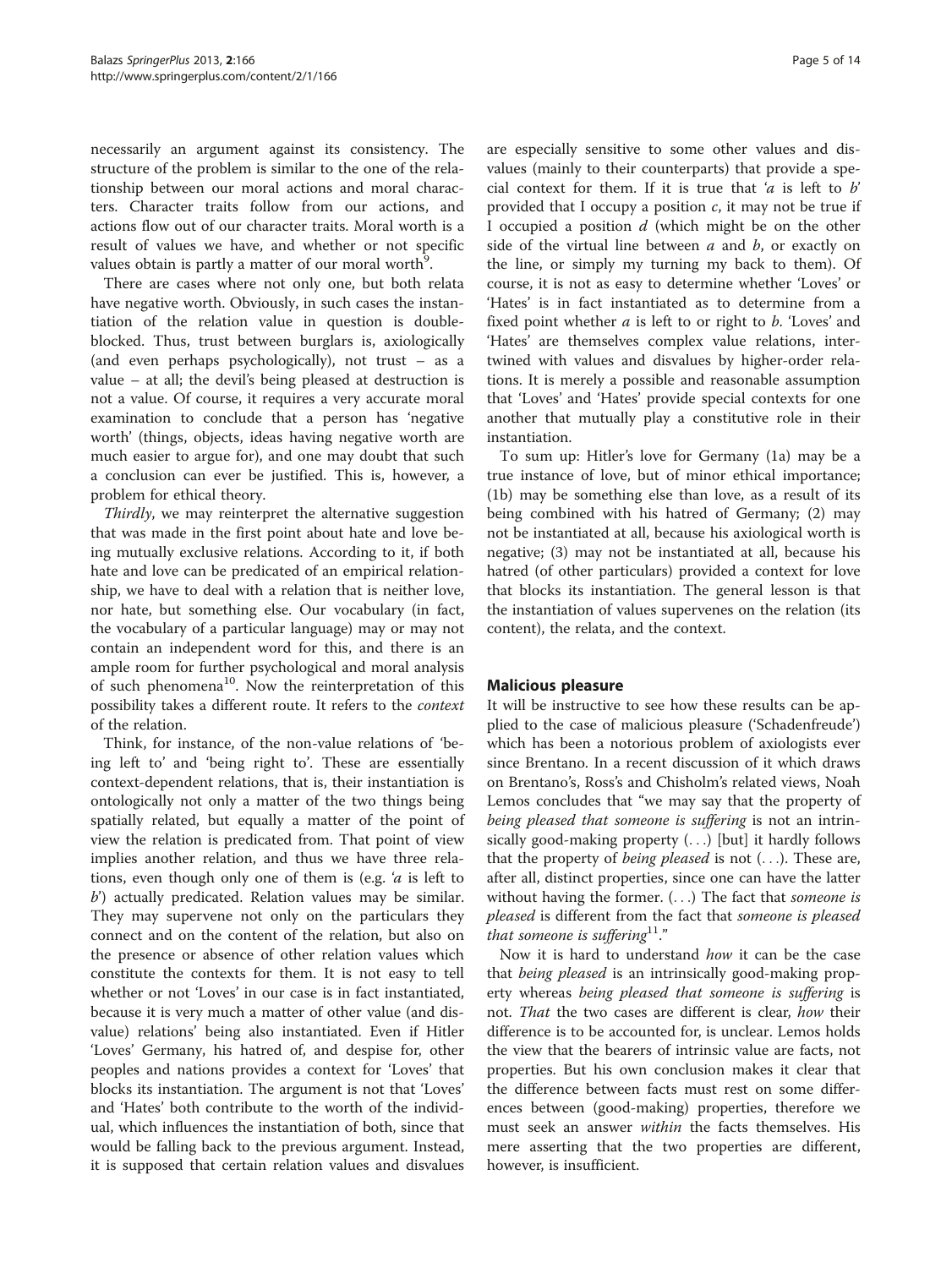necessarily an argument against its consistency. The structure of the problem is similar to the one of the relationship between our moral actions and moral characters. Character traits follow from our actions, and actions flow out of our character traits. Moral worth is a result of values we have, and whether or not specific values obtain is partly a matter of our moral worth[9].

There are cases where not only one, but both relata have negative worth. Obviously, in such cases the instantiation of the relation value in question is double-blocked. Thus, trust between burglars is, axiologically (and even perhaps psychologically), not trust – as a value – at all; the devil's being pleased at destruction is not a value. Of course, it requires a very accurate moral examination to conclude that a person has 'negative worth' (things, objects, ideas having negative worth are much easier to argue for), and one may doubt that such a conclusion can ever be justified. This is, however, a problem for ethical theory.

*Thirdly*, we may reinterpret the alternative suggestion that was made in the first point about hate and love being mutually exclusive relations. According to it, if both hate and love can be predicated of an empirical relationship, we have to deal with a relation that is neither love, nor hate, but something else. Our vocabulary (in fact, the vocabulary of a particular language) may or may not contain an independent word for this, and there is an ample room for further psychological and moral analysis of such phenomena[10]. Now the reinterpretation of this possibility takes a different route. It refers to the *context* of the relation.

Think, for instance, of the non-value relations of 'being left to' and 'being right to'. These are essentially context-dependent relations, that is, their instantiation is ontologically not only a matter of the two things being spatially related, but equally a matter of the point of view the relation is predicated from. That point of view implies another relation, and thus we have three relations, even though only one of them is (e.g. '*a* is left to *b*') actually predicated. Relation values may be similar. They may supervene not only on the particulars they connect and on the content of the relation, but also on the presence or absence of other relation values which constitute the contexts for them. It is not easy to tell whether or not 'Loves' in our case is in fact instantiated, because it is very much a matter of other value (and disvalue) relations' being also instantiated. Even if Hitler 'Loves' Germany, his hatred of, and despise for, other peoples and nations provides a context for 'Loves' that blocks its instantiation. The argument is not that 'Loves' and 'Hates' both contribute to the worth of the individual, which influences the instantiation of both, since that would be falling back to the previous argument. Instead, it is supposed that certain relation values and disvalues are especially sensitive to some other values and disvalues (mainly to their counterparts) that provide a special context for them. If it is true that '*a* is left to *b*' provided that I occupy a position *c*, it may not be true if I occupied a position *d* (which might be on the other side of the virtual line between *a* and *b*, or exactly on the line, or simply my turning my back to them). Of course, it is not as easy to determine whether 'Loves' or 'Hates' is in fact instantiated as to determine from a fixed point whether *a* is left to or right to *b*. 'Loves' and 'Hates' are themselves complex value relations, intertwined with values and disvalues by higher-order relations. It is merely a possible and reasonable assumption that 'Loves' and 'Hates' provide special contexts for one another that mutually play a constitutive role in their instantiation.

To sum up: Hitler's love for Germany (1a) may be a true instance of love, but of minor ethical importance; (1b) may be something else than love, as a result of its being combined with his hatred of Germany; (2) may not be instantiated at all, because his axiological worth is negative; (3) may not be instantiated at all, because his hatred (of other particulars) provided a context for love that blocks its instantiation. The general lesson is that the instantiation of values supervenes on the relation (its content), the relata, and the context.

## Malicious pleasure

It will be instructive to see how these results can be applied to the case of malicious pleasure ('Schadenfreude') which has been a notorious problem of axiologists ever since Brentano. In a recent discussion of it which draws on Brentano's, Ross's and Chisholm's related views, Noah Lemos concludes that "we may say that the property of *being pleased that someone is suffering* is not an intrinsically good-making property (. . .) [but] it hardly follows that the property of *being pleased* is not (. . .). These are, after all, distinct properties, since one can have the latter without having the former. (. . .) The fact that *someone is pleased* is different from the fact that *someone is pleased that someone is suffering*[11]."

Now it is hard to understand *how* it can be the case that *being pleased* is an intrinsically good-making property whereas *being pleased that someone is suffering* is not. *That* the two cases are different is clear, *how* their difference is to be accounted for, is unclear. Lemos holds the view that the bearers of intrinsic value are facts, not properties. But his own conclusion makes it clear that the difference between facts must rest on some differences between (good-making) properties, therefore we must seek an answer *within* the facts themselves. His mere asserting that the two properties are different, however, is insufficient.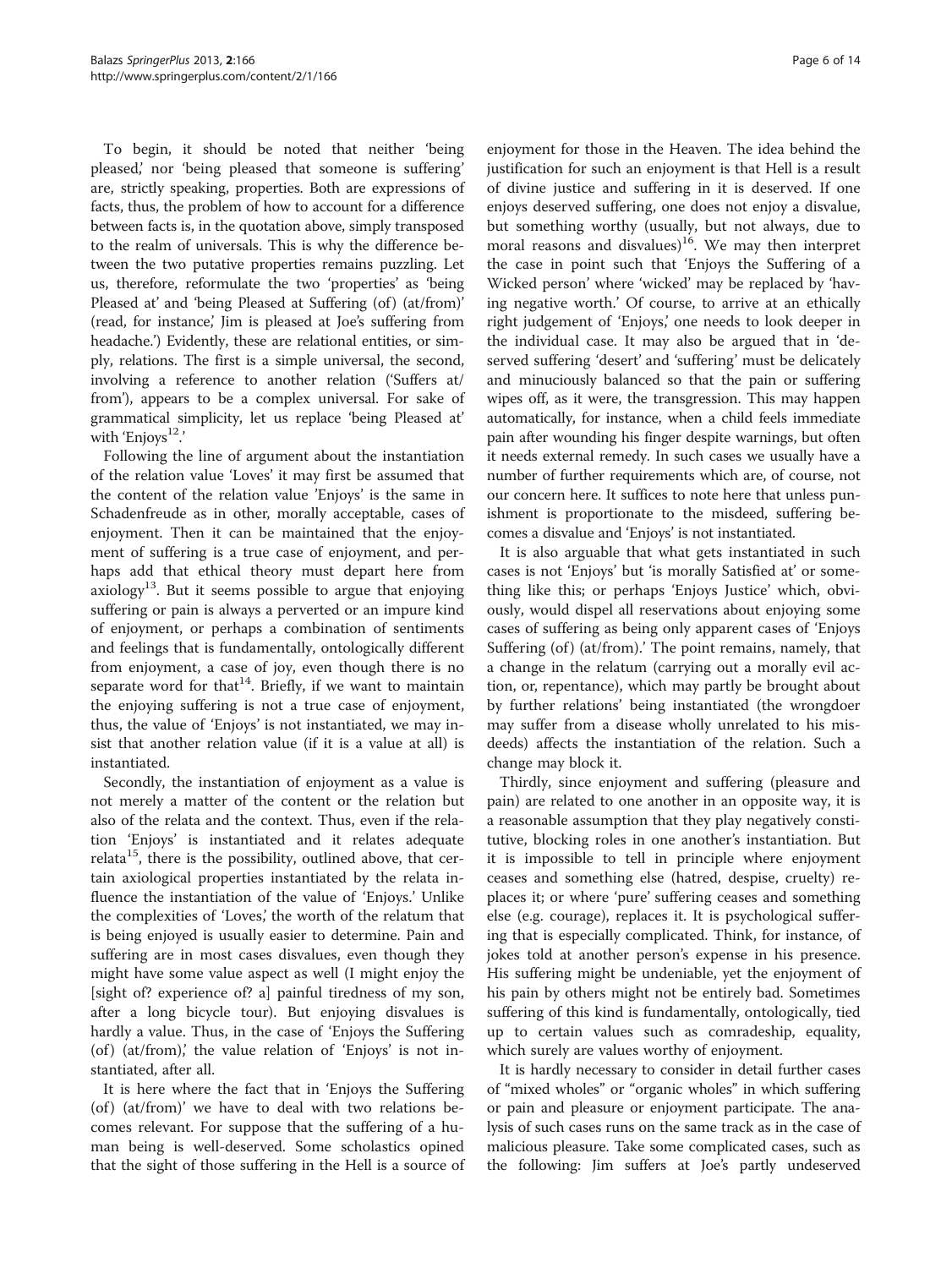To begin, it should be noted that neither 'being pleased,' nor 'being pleased that someone is suffering' are, strictly speaking, properties. Both are expressions of facts, thus, the problem of how to account for a difference between facts is, in the quotation above, simply transposed to the realm of universals. This is why the difference between the two putative properties remains puzzling. Let us, therefore, reformulate the two 'properties' as 'being Pleased at' and 'being Pleased at Suffering (of) (at/from)' (read, for instance,' Jim is pleased at Joe's suffering from headache.') Evidently, these are relational entities, or simply, relations. The first is a simple universal, the second, involving a reference to another relation ('Suffers at/from'), appears to be a complex universal. For sake of grammatical simplicity, let us replace 'being Pleased at' with 'Enjoys[12].'

Following the line of argument about the instantiation of the relation value 'Loves' it may first be assumed that the content of the relation value 'Enjoys' is the same in Schadenfreude as in other, morally acceptable, cases of enjoyment. Then it can be maintained that the enjoyment of suffering is a true case of enjoyment, and perhaps add that ethical theory must depart here from axiology[13]. But it seems possible to argue that enjoying suffering or pain is always a perverted or an impure kind of enjoyment, or perhaps a combination of sentiments and feelings that is fundamentally, ontologically different from enjoyment, a case of joy, even though there is no separate word for that[14]. Briefly, if we want to maintain the enjoying suffering is not a true case of enjoyment, thus, the value of 'Enjoys' is not instantiated, we may insist that another relation value (if it is a value at all) is instantiated.

Secondly, the instantiation of enjoyment as a value is not merely a matter of the content or the relation but also of the relata and the context. Thus, even if the relation 'Enjoys' is instantiated and it relates adequate relata[15], there is the possibility, outlined above, that certain axiological properties instantiated by the relata influence the instantiation of the value of 'Enjoys.' Unlike the complexities of 'Loves,' the worth of the relatum that is being enjoyed is usually easier to determine. Pain and suffering are in most cases disvalues, even though they might have some value aspect as well (I might enjoy the [sight of? experience of? a] painful tiredness of my son, after a long bicycle tour). But enjoying disvalues is hardly a value. Thus, in the case of 'Enjoys the Suffering (of) (at/from),' the value relation of 'Enjoys' is not instantiated, after all.

It is here where the fact that in 'Enjoys the Suffering (of) (at/from)' we have to deal with two relations becomes relevant. For suppose that the suffering of a human being is well-deserved. Some scholastics opined that the sight of those suffering in the Hell is a source of enjoyment for those in the Heaven. The idea behind the justification for such an enjoyment is that Hell is a result of divine justice and suffering in it is deserved. If one enjoys deserved suffering, one does not enjoy a disvalue, but something worthy (usually, but not always, due to moral reasons and disvalues)[16]. We may then interpret the case in point such that 'Enjoys the Suffering of a Wicked person' where 'wicked' may be replaced by 'having negative worth.' Of course, to arrive at an ethically right judgement of 'Enjoys,' one needs to look deeper in the individual case. It may also be argued that in 'deserved suffering' 'desert' and 'suffering' must be delicately and minuciously balanced so that the pain or suffering wipes off, as it were, the transgression. This may happen automatically, for instance, when a child feels immediate pain after wounding his finger despite warnings, but often it needs external remedy. In such cases we usually have a number of further requirements which are, of course, not our concern here. It suffices to note here that unless punishment is proportionate to the misdeed, suffering becomes a disvalue and 'Enjoys' is not instantiated.

It is also arguable that what gets instantiated in such cases is not 'Enjoys' but 'is morally Satisfied at' or something like this; or perhaps 'Enjoys Justice' which, obviously, would dispel all reservations about enjoying some cases of suffering as being only apparent cases of 'Enjoys Suffering (of) (at/from).' The point remains, namely, that a change in the relatum (carrying out a morally evil action, or, repentance), which may partly be brought about by further relations' being instantiated (the wrongdoer may suffer from a disease wholly unrelated to his misdeeds) affects the instantiation of the relation. Such a change may block it.

Thirdly, since enjoyment and suffering (pleasure and pain) are related to one another in an opposite way, it is a reasonable assumption that they play negatively constitutive, blocking roles in one another's instantiation. But it is impossible to tell in principle where enjoyment ceases and something else (hatred, despise, cruelty) replaces it; or where 'pure' suffering ceases and something else (e.g. courage), replaces it. It is psychological suffering that is especially complicated. Think, for instance, of jokes told at another person's expense in his presence. His suffering might be undeniable, yet the enjoyment of his pain by others might not be entirely bad. Sometimes suffering of this kind is fundamentally, ontologically, tied up to certain values such as comradeship, equality, which surely are values worthy of enjoyment.

It is hardly necessary to consider in detail further cases of "mixed wholes" or "organic wholes" in which suffering or pain and pleasure or enjoyment participate. The analysis of such cases runs on the same track as in the case of malicious pleasure. Take some complicated cases, such as the following: Jim suffers at Joe's partly undeserved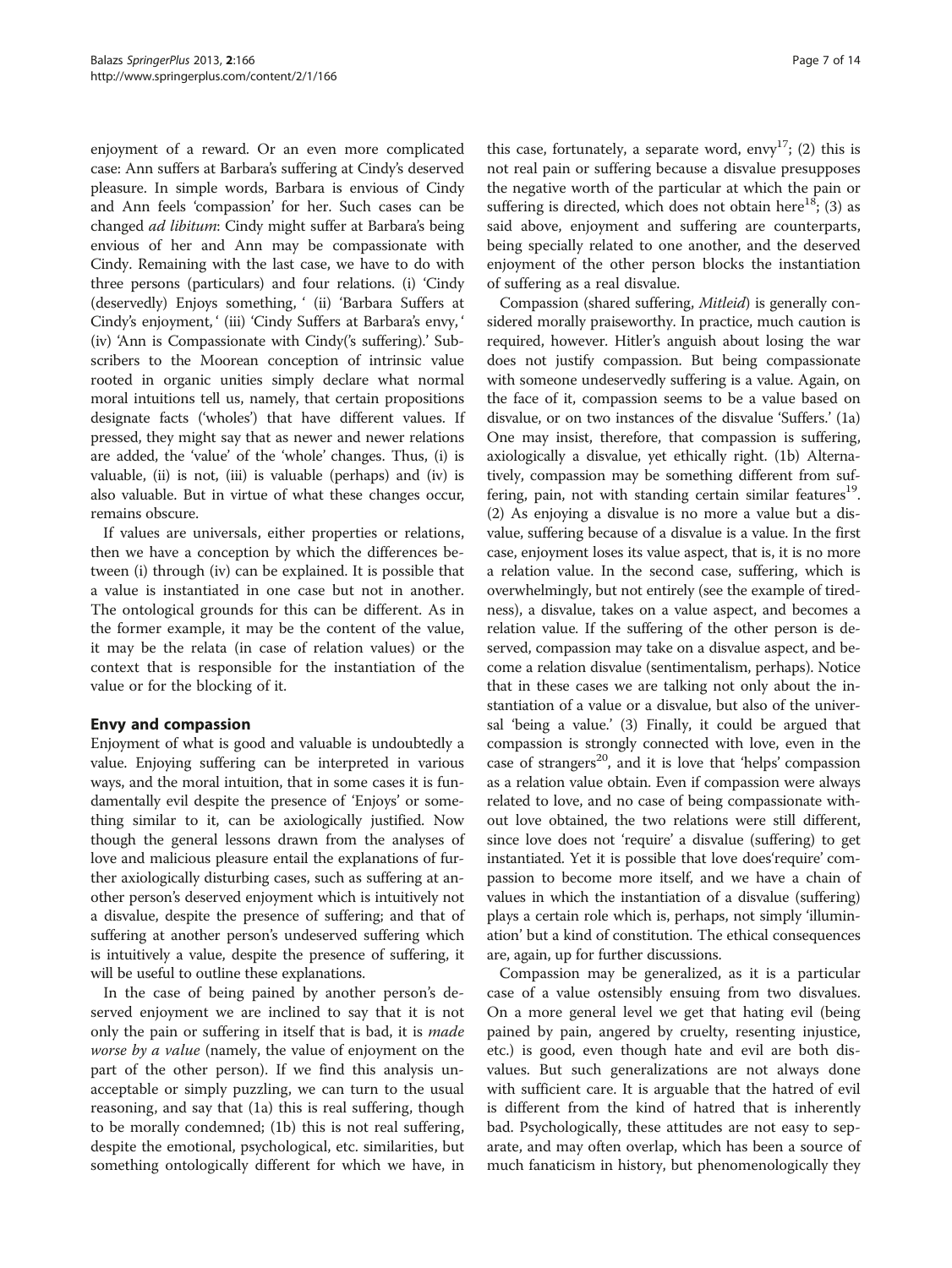enjoyment of a reward. Or an even more complicated case: Ann suffers at Barbara's suffering at Cindy's deserved pleasure. In simple words, Barbara is envious of Cindy and Ann feels 'compassion' for her. Such cases can be changed *ad libitum*: Cindy might suffer at Barbara's being envious of her and Ann may be compassionate with Cindy. Remaining with the last case, we have to do with three persons (particulars) and four relations. (i) 'Cindy (deservedly) Enjoys something, ' (ii) 'Barbara Suffers at Cindy's enjoyment, ' (iii) 'Cindy Suffers at Barbara's envy, ' (iv) 'Ann is Compassionate with Cindy('s suffering).' Subscribers to the Moorean conception of intrinsic value rooted in organic unities simply declare what normal moral intuitions tell us, namely, that certain propositions designate facts ('wholes') that have different values. If pressed, they might say that as newer and newer relations are added, the 'value' of the 'whole' changes. Thus, (i) is valuable, (ii) is not, (iii) is valuable (perhaps) and (iv) is also valuable. But in virtue of what these changes occur, remains obscure.

If values are universals, either properties or relations, then we have a conception by which the differences between (i) through (iv) can be explained. It is possible that a value is instantiated in one case but not in another. The ontological grounds for this can be different. As in the former example, it may be the content of the value, it may be the relata (in case of relation values) or the context that is responsible for the instantiation of the value or for the blocking of it.

## Envy and compassion

Enjoyment of what is good and valuable is undoubtedly a value. Enjoying suffering can be interpreted in various ways, and the moral intuition, that in some cases it is fundamentally evil despite the presence of 'Enjoys' or something similar to it, can be axiologically justified. Now though the general lessons drawn from the analyses of love and malicious pleasure entail the explanations of further axiologically disturbing cases, such as suffering at another person's deserved enjoyment which is intuitively not a disvalue, despite the presence of suffering; and that of suffering at another person's undeserved suffering which is intuitively a value, despite the presence of suffering, it will be useful to outline these explanations.

In the case of being pained by another person's deserved enjoyment we are inclined to say that it is not only the pain or suffering in itself that is bad, it is *made worse by a value* (namely, the value of enjoyment on the part of the other person). If we find this analysis unacceptable or simply puzzling, we can turn to the usual reasoning, and say that (1a) this is real suffering, though to be morally condemned; (1b) this is not real suffering, despite the emotional, psychological, etc. similarities, but something ontologically different for which we have, in this case, fortunately, a separate word, envy[17]; (2) this is not real pain or suffering because a disvalue presupposes the negative worth of the particular at which the pain or suffering is directed, which does not obtain here[18]; (3) as said above, enjoyment and suffering are counterparts, being specially related to one another, and the deserved enjoyment of the other person blocks the instantiation of suffering as a real disvalue.

Compassion (shared suffering, *Mitleid*) is generally considered morally praiseworthy. In practice, much caution is required, however. Hitler's anguish about losing the war does not justify compassion. But being compassionate with someone undeservedly suffering is a value. Again, on the face of it, compassion seems to be a value based on disvalue, or on two instances of the disvalue 'Suffers.' (1a) One may insist, therefore, that compassion is suffering, axiologically a disvalue, yet ethically right. (1b) Alternatively, compassion may be something different from suffering, pain, not with standing certain similar features[19]. (2) As enjoying a disvalue is no more a value but a disvalue, suffering because of a disvalue is a value. In the first case, enjoyment loses its value aspect, that is, it is no more a relation value. In the second case, suffering, which is overwhelmingly, but not entirely (see the example of tiredness), a disvalue, takes on a value aspect, and becomes a relation value. If the suffering of the other person is deserved, compassion may take on a disvalue aspect, and become a relation disvalue (sentimentalism, perhaps). Notice that in these cases we are talking not only about the instantiation of a value or a disvalue, but also of the universal 'being a value.' (3) Finally, it could be argued that compassion is strongly connected with love, even in the case of strangers[20], and it is love that 'helps' compassion as a relation value obtain. Even if compassion were always related to love, and no case of being compassionate without love obtained, the two relations were still different, since love does not 'require' a disvalue (suffering) to get instantiated. Yet it is possible that love does'require' compassion to become more itself, and we have a chain of values in which the instantiation of a disvalue (suffering) plays a certain role which is, perhaps, not simply 'illumination' but a kind of constitution. The ethical consequences are, again, up for further discussions.

Compassion may be generalized, as it is a particular case of a value ostensibly ensuing from two disvalues. On a more general level we get that hating evil (being pained by pain, angered by cruelty, resenting injustice, etc.) is good, even though hate and evil are both disvalues. But such generalizations are not always done with sufficient care. It is arguable that the hatred of evil is different from the kind of hatred that is inherently bad. Psychologically, these attitudes are not easy to separate, and may often overlap, which has been a source of much fanaticism in history, but phenomenologically they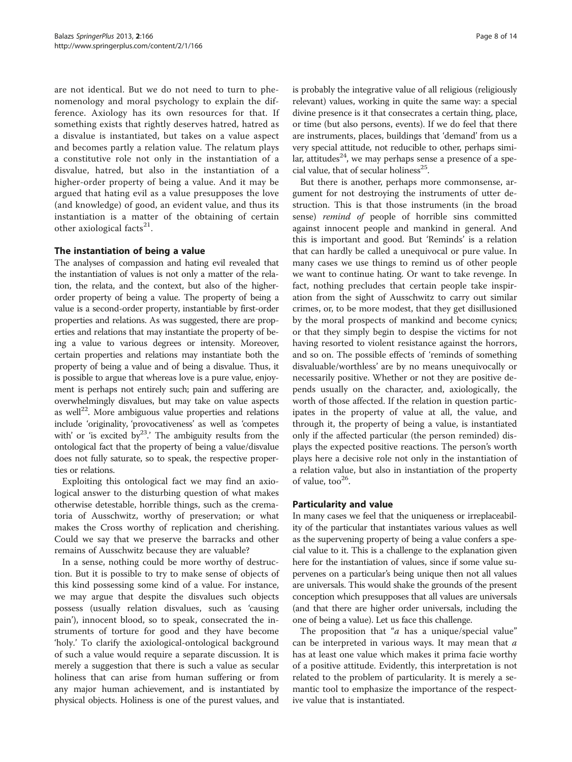are not identical. But we do not need to turn to phenomenology and moral psychology to explain the difference. Axiology has its own resources for that. If something exists that rightly deserves hatred, hatred as a disvalue is instantiated, but takes on a value aspect and becomes partly a relation value. The relatum plays a constitutive role not only in the instantiation of a disvalue, hatred, but also in the instantiation of a higher-order property of being a value. And it may be argued that hating evil as a value presupposes the love (and knowledge) of good, an evident value, and thus its instantiation is a matter of the obtaining of certain other axiological facts[21].

## The instantiation of being a value

The analyses of compassion and hating evil revealed that the instantiation of values is not only a matter of the relation, the relata, and the context, but also of the higher-order property of being a value. The property of being a value is a second-order property, instantiable by first-order properties and relations. As was suggested, there are properties and relations that may instantiate the property of being a value to various degrees or intensity. Moreover, certain properties and relations may instantiate both the property of being a value and of being a disvalue. Thus, it is possible to argue that whereas love is a pure value, enjoyment is perhaps not entirely such; pain and suffering are overwhelmingly disvalues, but may take on value aspects as well[22]. More ambiguous value properties and relations include 'originality, 'provocativeness' as well as 'competes with' or 'is excited by[23].' The ambiguity results from the ontological fact that the property of being a value/disvalue does not fully saturate, so to speak, the respective properties or relations.

Exploiting this ontological fact we may find an axiological answer to the disturbing question of what makes otherwise detestable, horrible things, such as the crematoria of Ausschwitz, worthy of preservation; or what makes the Cross worthy of replication and cherishing. Could we say that we preserve the barracks and other remains of Ausschwitz because they are valuable?

In a sense, nothing could be more worthy of destruction. But it is possible to try to make sense of objects of this kind possessing some kind of a value. For instance, we may argue that despite the disvalues such objects possess (usually relation disvalues, such as 'causing pain'), innocent blood, so to speak, consecrated the instruments of torture for good and they have become 'holy.' To clarify the axiological-ontological background of such a value would require a separate discussion. It is merely a suggestion that there is such a value as secular holiness that can arise from human suffering or from any major human achievement, and is instantiated by physical objects. Holiness is one of the purest values, and is probably the integrative value of all religious (religiously relevant) values, working in quite the same way: a special divine presence is it that consecrates a certain thing, place, or time (but also persons, events). If we do feel that there are instruments, places, buildings that 'demand' from us a very special attitude, not reducible to other, perhaps similar, attitudes[24], we may perhaps sense a presence of a special value, that of secular holiness[25].

But there is another, perhaps more commonsense, argument for not destroying the instruments of utter destruction. This is that those instruments (in the broad sense) *remind of* people of horrible sins committed against innocent people and mankind in general. And this is important and good. But 'Reminds' is a relation that can hardly be called a unequivocal or pure value. In many cases we use things to remind us of other people we want to continue hating. Or want to take revenge. In fact, nothing precludes that certain people take inspiration from the sight of Ausschwitz to carry out similar crimes, or, to be more modest, that they get disillusioned by the moral prospects of mankind and become cynics; or that they simply begin to despise the victims for not having resorted to violent resistance against the horrors, and so on. The possible effects of 'reminds of something disvaluable/worthless' are by no means unequivocally or necessarily positive. Whether or not they are positive depends usually on the character, and, axiologically, the worth of those affected. If the relation in question participates in the property of value at all, the value, and through it, the property of being a value, is instantiated only if the affected particular (the person reminded) displays the expected positive reactions. The person's worth plays here a decisive role not only in the instantiation of a relation value, but also in instantiation of the property of value, too[26].

## Particularity and value

In many cases we feel that the uniqueness or irreplaceability of the particular that instantiates various values as well as the supervening property of being a value confers a special value to it. This is a challenge to the explanation given here for the instantiation of values, since if some value supervenes on a particular's being unique then not all values are universals. This would shake the grounds of the present conception which presupposes that all values are universals (and that there are higher order universals, including the one of being a value). Let us face this challenge.

The proposition that "*a* has a unique/special value" can be interpreted in various ways. It may mean that *a* has at least one value which makes it prima facie worthy of a positive attitude. Evidently, this interpretation is not related to the problem of particularity. It is merely a semantic tool to emphasize the importance of the respective value that is instantiated.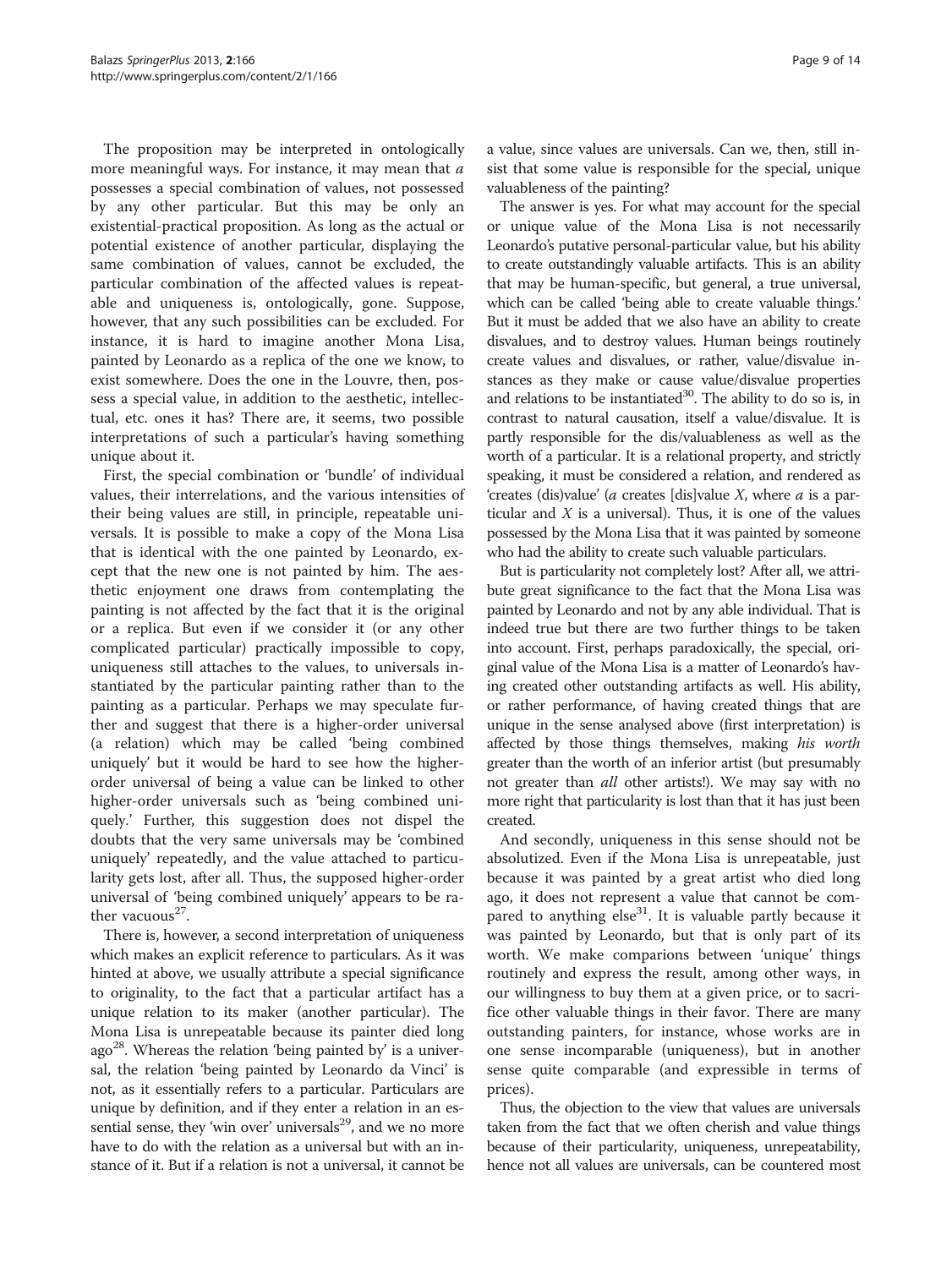The proposition may be interpreted in ontologically more meaningful ways. For instance, it may mean that *a* possesses a special combination of values, not possessed by any other particular. But this may be only an existential-practical proposition. As long as the actual or potential existence of another particular, displaying the same combination of values, cannot be excluded, the particular combination of the affected values is repeatable and uniqueness is, ontologically, gone. Suppose, however, that any such possibilities can be excluded. For instance, it is hard to imagine another Mona Lisa, painted by Leonardo as a replica of the one we know, to exist somewhere. Does the one in the Louvre, then, possess a special value, in addition to the aesthetic, intellectual, etc. ones it has? There are, it seems, two possible interpretations of such a particular's having something unique about it.

First, the special combination or 'bundle' of individual values, their interrelations, and the various intensities of their being values are still, in principle, repeatable universals. It is possible to make a copy of the Mona Lisa that is identical with the one painted by Leonardo, except that the new one is not painted by him. The aesthetic enjoyment one draws from contemplating the painting is not affected by the fact that it is the original or a replica. But even if we consider it (or any other complicated particular) practically impossible to copy, uniqueness still attaches to the values, to universals instantiated by the particular painting rather than to the painting as a particular. Perhaps we may speculate further and suggest that there is a higher-order universal (a relation) which may be called 'being combined uniquely' but it would be hard to see how the higher-order universal of being a value can be linked to other higher-order universals such as 'being combined uniquely.' Further, this suggestion does not dispel the doubts that the very same universals may be 'combined uniquely' repeatedly, and the value attached to particularity gets lost, after all. Thus, the supposed higher-order universal of 'being combined uniquely' appears to be rather vacuous[27].

There is, however, a second interpretation of uniqueness which makes an explicit reference to particulars. As it was hinted at above, we usually attribute a special significance to originality, to the fact that a particular artifact has a unique relation to its maker (another particular). The Mona Lisa is unrepeatable because its painter died long ago[28]. Whereas the relation 'being painted by' is a universal, the relation 'being painted by Leonardo da Vinci' is not, as it essentially refers to a particular. Particulars are unique by definition, and if they enter a relation in an essential sense, they 'win over' universals[29], and we no more have to do with the relation as a universal but with an instance of it. But if a relation is not a universal, it cannot be a value, since values are universals. Can we, then, still insist that some value is responsible for the special, unique valuableness of the painting?

The answer is yes. For what may account for the special or unique value of the Mona Lisa is not necessarily Leonardo's putative personal-particular value, but his ability to create outstandingly valuable artifacts. This is an ability that may be human-specific, but general, a true universal, which can be called 'being able to create valuable things.' But it must be added that we also have an ability to create disvalues, and to destroy values. Human beings routinely create values and disvalues, or rather, value/disvalue instances as they make or cause value/disvalue properties and relations to be instantiated[30]. The ability to do so is, in contrast to natural causation, itself a value/disvalue. It is partly responsible for the dis/valuableness as well as the worth of a particular. It is a relational property, and strictly speaking, it must be considered a relation, and rendered as 'creates (dis)value' (*a* creates [dis]value *X*, where *a* is a particular and *X* is a universal). Thus, it is one of the values possessed by the Mona Lisa that it was painted by someone who had the ability to create such valuable particulars.

But is particularity not completely lost? After all, we attribute great significance to the fact that the Mona Lisa was painted by Leonardo and not by any able individual. That is indeed true but there are two further things to be taken into account. First, perhaps paradoxically, the special, original value of the Mona Lisa is a matter of Leonardo's having created other outstanding artifacts as well. His ability, or rather performance, of having created things that are unique in the sense analysed above (first interpretation) is affected by those things themselves, making *his worth* greater than the worth of an inferior artist (but presumably not greater than *all* other artists!). We may say with no more right that particularity is lost than that it has just been created.

And secondly, uniqueness in this sense should not be absolutized. Even if the Mona Lisa is unrepeatable, just because it was painted by a great artist who died long ago, it does not represent a value that cannot be compared to anything else[31]. It is valuable partly because it was painted by Leonardo, but that is only part of its worth. We make comparions between 'unique' things routinely and express the result, among other ways, in our willingness to buy them at a given price, or to sacrifice other valuable things in their favor. There are many outstanding painters, for instance, whose works are in one sense incomparable (uniqueness), but in another sense quite comparable (and expressible in terms of prices).

Thus, the objection to the view that values are universals taken from the fact that we often cherish and value things because of their particularity, uniqueness, unrepeatability, hence not all values are universals, can be countered most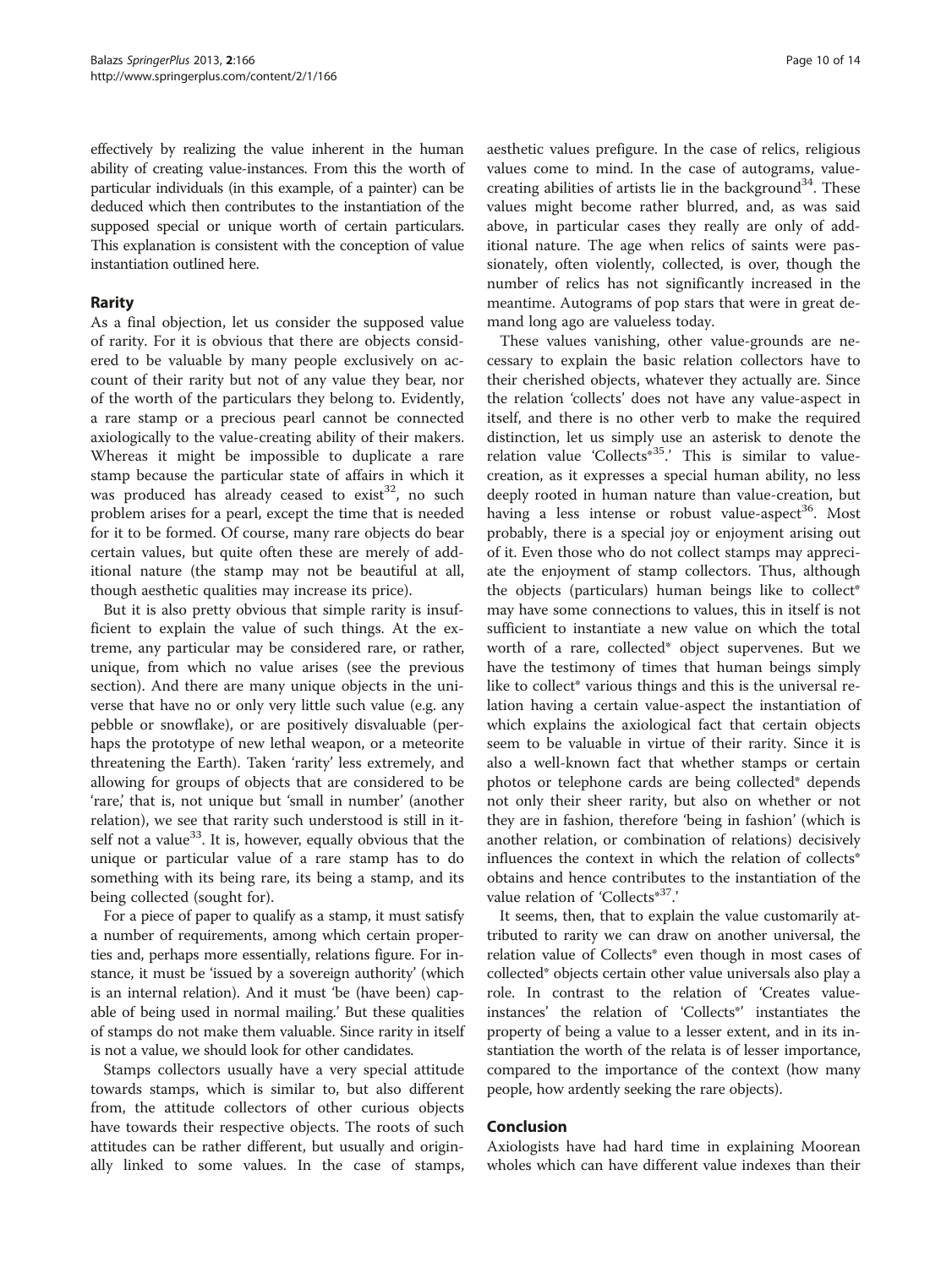effectively by realizing the value inherent in the human ability of creating value-instances. From this the worth of particular individuals (in this example, of a painter) can be deduced which then contributes to the instantiation of the supposed special or unique worth of certain particulars. This explanation is consistent with the conception of value instantiation outlined here.

## Rarity

As a final objection, let us consider the supposed value of rarity. For it is obvious that there are objects considered to be valuable by many people exclusively on account of their rarity but not of any value they bear, nor of the worth of the particulars they belong to. Evidently, a rare stamp or a precious pearl cannot be connected axiologically to the value-creating ability of their makers. Whereas it might be impossible to duplicate a rare stamp because the particular state of affairs in which it was produced has already ceased to exist[32], no such problem arises for a pearl, except the time that is needed for it to be formed. Of course, many rare objects do bear certain values, but quite often these are merely of additional nature (the stamp may not be beautiful at all, though aesthetic qualities may increase its price).

But it is also pretty obvious that simple rarity is insufficient to explain the value of such things. At the extreme, any particular may be considered rare, or rather, unique, from which no value arises (see the previous section). And there are many unique objects in the universe that have no or only very little such value (e.g. any pebble or snowflake), or are positively disvaluable (perhaps the prototype of new lethal weapon, or a meteorite threatening the Earth). Taken 'rarity' less extremely, and allowing for groups of objects that are considered to be 'rare,' that is, not unique but 'small in number' (another relation), we see that rarity such understood is still in itself not a value[33]. It is, however, equally obvious that the unique or particular value of a rare stamp has to do something with its being rare, its being a stamp, and its being collected (sought for).

For a piece of paper to qualify as a stamp, it must satisfy a number of requirements, among which certain properties and, perhaps more essentially, relations figure. For instance, it must be 'issued by a sovereign authority' (which is an internal relation). And it must 'be (have been) capable of being used in normal mailing.' But these qualities of stamps do not make them valuable. Since rarity in itself is not a value, we should look for other candidates.

Stamps collectors usually have a very special attitude towards stamps, which is similar to, but also different from, the attitude collectors of other curious objects have towards their respective objects. The roots of such attitudes can be rather different, but usually and originally linked to some values. In the case of stamps, aesthetic values prefigure. In the case of relics, religious values come to mind. In the case of autograms, value-creating abilities of artists lie in the background[34]. These values might become rather blurred, and, as was said above, in particular cases they really are only of additional nature. The age when relics of saints were passionately, often violently, collected, is over, though the number of relics has not significantly increased in the meantime. Autograms of pop stars that were in great demand long ago are valueless today.

These values vanishing, other value-grounds are necessary to explain the basic relation collectors have to their cherished objects, whatever they actually are. Since the relation 'collects' does not have any value-aspect in itself, and there is no other verb to make the required distinction, let us simply use an asterisk to denote the relation value 'Collects*[35].' This is similar to value-creation, as it expresses a special human ability, no less deeply rooted in human nature than value-creation, but having a less intense or robust value-aspect[36]. Most probably, there is a special joy or enjoyment arising out of it. Even those who do not collect stamps may appreciate the enjoyment of stamp collectors. Thus, although the objects (particulars) human beings like to collect* may have some connections to values, this in itself is not sufficient to instantiate a new value on which the total worth of a rare, collected* object supervenes. But we have the testimony of times that human beings simply like to collect* various things and this is the universal relation having a certain value-aspect the instantiation of which explains the axiological fact that certain objects seem to be valuable in virtue of their rarity. Since it is also a well-known fact that whether stamps or certain photos or telephone cards are being collected* depends not only their sheer rarity, but also on whether or not they are in fashion, therefore 'being in fashion' (which is another relation, or combination of relations) decisively influences the context in which the relation of collects* obtains and hence contributes to the instantiation of the value relation of 'Collects*[37].'

It seems, then, that to explain the value customarily attributed to rarity we can draw on another universal, the relation value of Collects* even though in most cases of collected* objects certain other value universals also play a role. In contrast to the relation of 'Creates value-instances' the relation of 'Collects*' instantiates the property of being a value to a lesser extent, and in its instantiation the worth of the relata is of lesser importance, compared to the importance of the context (how many people, how ardently seeking the rare objects).

## Conclusion

Axiologists have had hard time in explaining Moorean wholes which can have different value indexes than their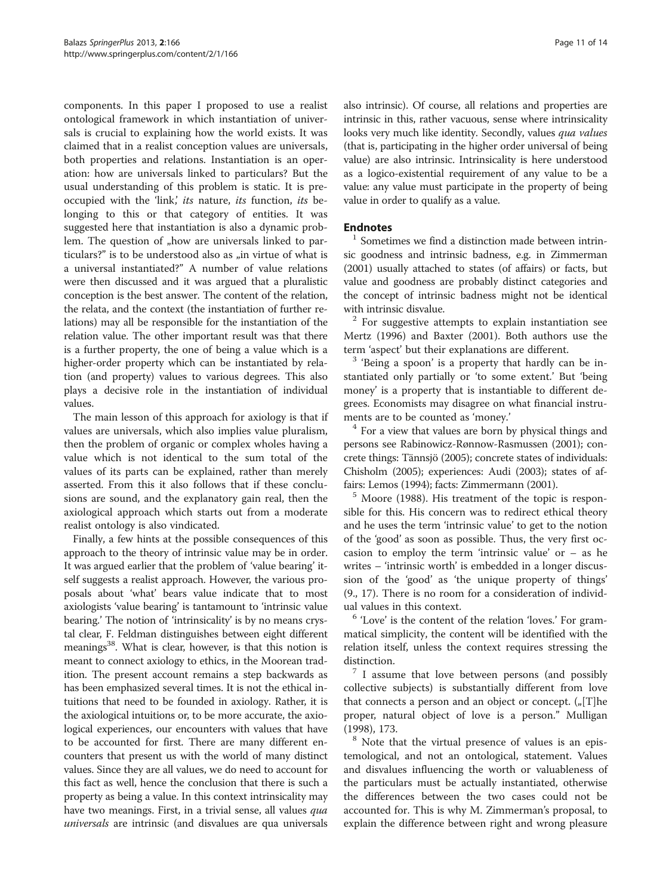components. In this paper I proposed to use a realist ontological framework in which instantiation of universals is crucial to explaining how the world exists. It was claimed that in a realist conception values are universals, both properties and relations. Instantiation is an operation: how are universals linked to particulars? But the usual understanding of this problem is static. It is preoccupied with the 'link,' *its* nature, *its* function, *its* belonging to this or that category of entities. It was suggested here that instantiation is also a dynamic problem. The question of „how are universals linked to particulars?" is to be understood also as „in virtue of what is a universal instantiated?" A number of value relations were then discussed and it was argued that a pluralistic conception is the best answer. The content of the relation, the relata, and the context (the instantiation of further relations) may all be responsible for the instantiation of the relation value. The other important result was that there is a further property, the one of being a value which is a higher-order property which can be instantiated by relation (and property) values to various degrees. This also plays a decisive role in the instantiation of individual values.

The main lesson of this approach for axiology is that if values are universals, which also implies value pluralism, then the problem of organic or complex wholes having a value which is not identical to the sum total of the values of its parts can be explained, rather than merely asserted. From this it also follows that if these conclusions are sound, and the explanatory gain real, then the axiological approach which starts out from a moderate realist ontology is also vindicated.

Finally, a few hints at the possible consequences of this approach to the theory of intrinsic value may be in order. It was argued earlier that the problem of 'value bearing' itself suggests a realist approach. However, the various proposals about 'what' bears value indicate that to most axiologists 'value bearing' is tantamount to 'intrinsic value bearing.' The notion of 'intrinsicality' is by no means crystal clear, F. Feldman distinguishes between eight different meanings[38]. What is clear, however, is that this notion is meant to connect axiology to ethics, in the Moorean tradition. The present account remains a step backwards as has been emphasized several times. It is not the ethical intuitions that need to be founded in axiology. Rather, it is the axiological intuitions or, to be more accurate, the axiological experiences, our encounters with values that have to be accounted for first. There are many different encounters that present us with the world of many distinct values. Since they are all values, we do need to account for this fact as well, hence the conclusion that there is such a property as being a value. In this context intrinsicality may have two meanings. First, in a trivial sense, all values *qua universals* are intrinsic (and disvalues are qua universals also intrinsic). Of course, all relations and properties are intrinsic in this, rather vacuous, sense where intrinsicality looks very much like identity. Secondly, values *qua values* (that is, participating in the higher order universal of being value) are also intrinsic. Intrinsicality is here understood as a logico-existential requirement of any value to be a value: any value must participate in the property of being value in order to qualify as a value.

## Endnotes

[1] Sometimes we find a distinction made between intrinsic goodness and intrinsic badness, e.g. in Zimmerman (2001) usually attached to states (of affairs) or facts, but value and goodness are probably distinct categories and the concept of intrinsic badness might not be identical with intrinsic disvalue.

[2] For suggestive attempts to explain instantiation see Mertz (1996) and Baxter (2001). Both authors use the term 'aspect' but their explanations are different.

[3] 'Being a spoon' is a property that hardly can be instantiated only partially or 'to some extent.' But 'being money' is a property that is instantiable to different degrees. Economists may disagree on what financial instruments are to be counted as 'money.'

[4] For a view that values are born by physical things and persons see Rabinowicz-Rønnow-Rasmussen (2001); concrete things: Tännsjö (2005); concrete states of individuals: Chisholm (2005); experiences: Audi (2003); states of affairs: Lemos (1994); facts: Zimmermann (2001).

[5] Moore (1988). His treatment of the topic is responsible for this. His concern was to redirect ethical theory and he uses the term 'intrinsic value' to get to the notion of the 'good' as soon as possible. Thus, the very first occasion to employ the term 'intrinsic value' or – as he writes – 'intrinsic worth' is embedded in a longer discussion of the 'good' as 'the unique property of things' (9., 17). There is no room for a consideration of individual values in this context.

[6] 'Love' is the content of the relation 'loves.' For grammatical simplicity, the content will be identified with the relation itself, unless the context requires stressing the distinction.

[7] I assume that love between persons (and possibly collective subjects) is substantially different from love that connects a person and an object or concept. („[T]he proper, natural object of love is a person." Mulligan (1998), 173.

[8] Note that the virtual presence of values is an epistemological, and not an ontological, statement. Values and disvalues influencing the worth or valuableness of the particulars must be actually instantiated, otherwise the differences between the two cases could not be accounted for. This is why M. Zimmerman's proposal, to explain the difference between right and wrong pleasure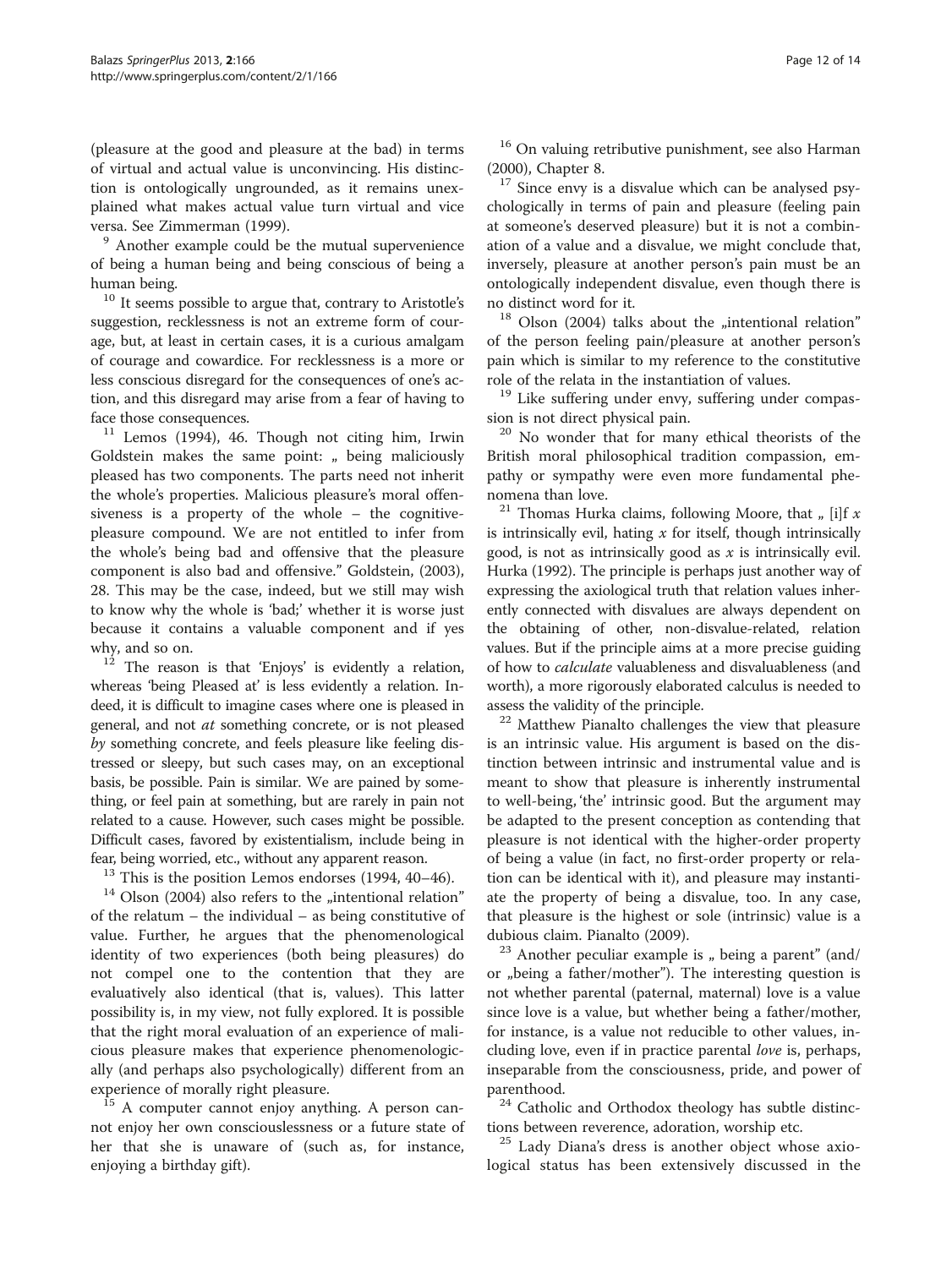(pleasure at the good and pleasure at the bad) in terms of virtual and actual value is unconvincing. His distinction is ontologically ungrounded, as it remains unexplained what makes actual value turn virtual and vice versa. See Zimmerman (1999).

[9] Another example could be the mutual supervenience of being a human being and being conscious of being a human being.

[10] It seems possible to argue that, contrary to Aristotle's suggestion, recklessness is not an extreme form of courage, but, at least in certain cases, it is a curious amalgam of courage and cowardice. For recklessness is a more or less conscious disregard for the consequences of one's action, and this disregard may arise from a fear of having to face those consequences.

[11] Lemos (1994), 46. Though not citing him, Irwin Goldstein makes the same point: „ being maliciously pleased has two components. The parts need not inherit the whole's properties. Malicious pleasure's moral offensiveness is a property of the whole – the cognitive-pleasure compound. We are not entitled to infer from the whole's being bad and offensive that the pleasure component is also bad and offensive." Goldstein, (2003), 28. This may be the case, indeed, but we still may wish to know why the whole is 'bad;' whether it is worse just because it contains a valuable component and if yes why, and so on.

[12] The reason is that 'Enjoys' is evidently a relation, whereas 'being Pleased at' is less evidently a relation. Indeed, it is difficult to imagine cases where one is pleased in general, and not *at* something concrete, or is not pleased *by* something concrete, and feels pleasure like feeling distressed or sleepy, but such cases may, on an exceptional basis, be possible. Pain is similar. We are pained by something, or feel pain at something, but are rarely in pain not related to a cause. However, such cases might be possible. Difficult cases, favored by existentialism, include being in fear, being worried, etc., without any apparent reason.

[13] This is the position Lemos endorses (1994, 40–46).

[14] Olson (2004) also refers to the „intentional relation" of the relatum – the individual – as being constitutive of value. Further, he argues that the phenomenological identity of two experiences (both being pleasures) do not compel one to the contention that they are evaluatively also identical (that is, values). This latter possibility is, in my view, not fully explored. It is possible that the right moral evaluation of an experience of malicious pleasure makes that experience phenomenologically (and perhaps also psychologically) different from an experience of morally right pleasure.

[15] A computer cannot enjoy anything. A person cannot enjoy her own consciouslessness or a future state of her that she is unaware of (such as, for instance, enjoying a birthday gift).

[16] On valuing retributive punishment, see also Harman (2000), Chapter 8.

[17] Since envy is a disvalue which can be analysed psychologically in terms of pain and pleasure (feeling pain at someone's deserved pleasure) but it is not a combination of a value and a disvalue, we might conclude that, inversely, pleasure at another person's pain must be an ontologically independent disvalue, even though there is no distinct word for it.

[18] Olson (2004) talks about the „intentional relation" of the person feeling pain/pleasure at another person's pain which is similar to my reference to the constitutive role of the relata in the instantiation of values.

[19] Like suffering under envy, suffering under compassion is not direct physical pain.

[20] No wonder that for many ethical theorists of the British moral philosophical tradition compassion, empathy or sympathy were even more fundamental phenomena than love.

[21] Thomas Hurka claims, following Moore, that „ [i]f $x$ is intrinsically evil, hating $x$ for itself, though intrinsically good, is not as intrinsically good as $x$ is intrinsically evil. Hurka (1992). The principle is perhaps just another way of expressing the axiological truth that relation values inherently connected with disvalues are always dependent on the obtaining of other, non-disvalue-related, relation values. But if the principle aims at a more precise guiding of how to *calculate* valuableness and disvaluableness (and worth), a more rigorously elaborated calculus is needed to assess the validity of the principle.

[22] Matthew Pianalto challenges the view that pleasure is an intrinsic value. His argument is based on the distinction between intrinsic and instrumental value and is meant to show that pleasure is inherently instrumental to well-being, 'the' intrinsic good. But the argument may be adapted to the present conception as contending that pleasure is not identical with the higher-order property of being a value (in fact, no first-order property or relation can be identical with it), and pleasure may instantiate the property of being a disvalue, too. In any case, that pleasure is the highest or sole (intrinsic) value is a dubious claim. Pianalto (2009).

[23] Another peculiar example is „ being a parent" (and/or „being a father/mother"). The interesting question is not whether parental (paternal, maternal) love is a value since love is a value, but whether being a father/mother, for instance, is a value not reducible to other values, including love, even if in practice parental *love* is, perhaps, inseparable from the consciousness, pride, and power of parenthood.

[24] Catholic and Orthodox theology has subtle distinctions between reverence, adoration, worship etc.

[25] Lady Diana's dress is another object whose axiological status has been extensively discussed in the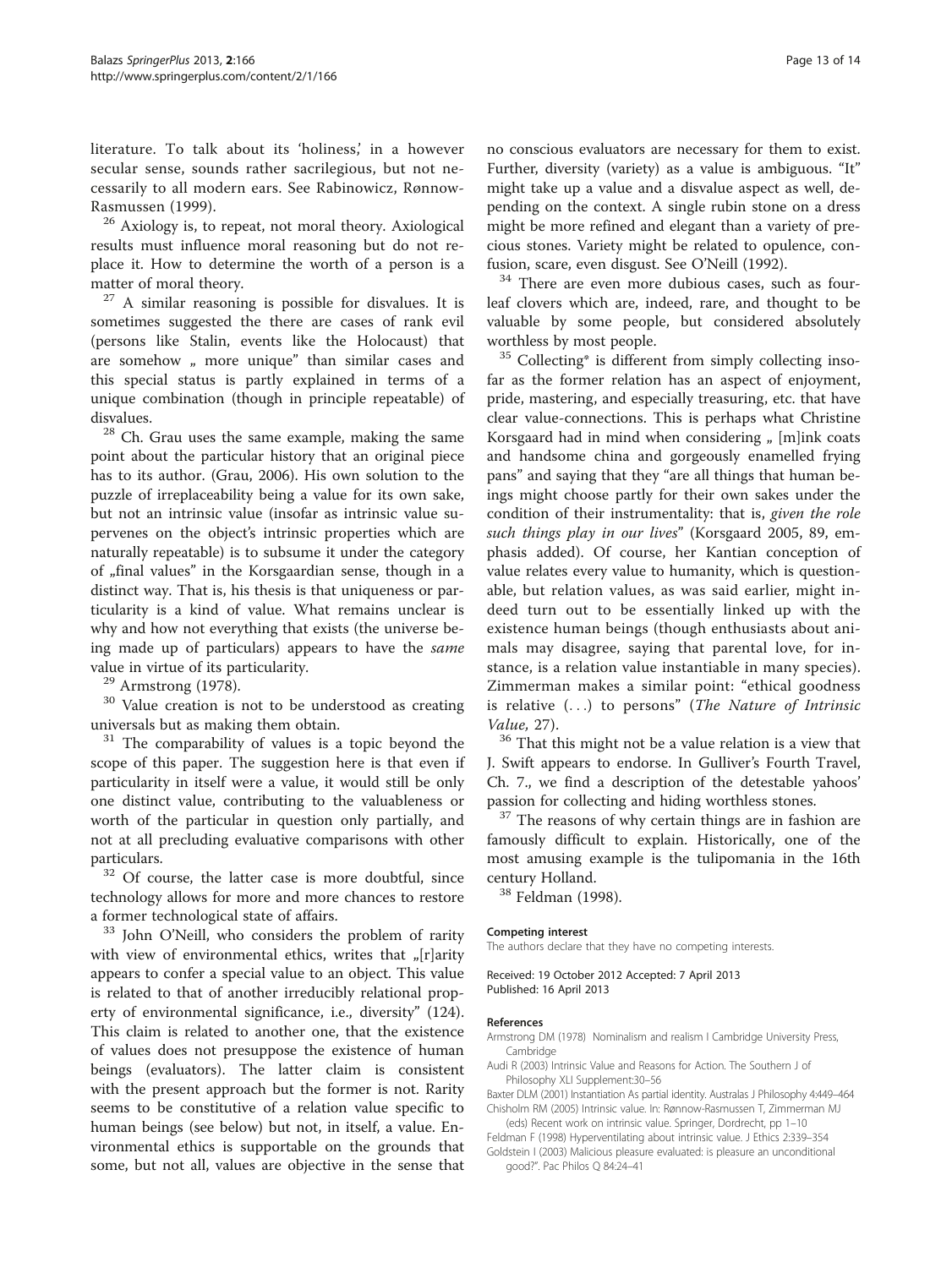literature. To talk about its 'holiness,' in a however secular sense, sounds rather sacrilegious, but not necessarily to all modern ears. See Rabinowicz, Rønnow-Rasmussen (1999).

[26] Axiology is, to repeat, not moral theory. Axiological results must influence moral reasoning but do not replace it. How to determine the worth of a person is a matter of moral theory.

[27] A similar reasoning is possible for disvalues. It is sometimes suggested the there are cases of rank evil (persons like Stalin, events like the Holocaust) that are somehow „ more unique" than similar cases and this special status is partly explained in terms of a unique combination (though in principle repeatable) of disvalues.

[28] Ch. Grau uses the same example, making the same point about the particular history that an original piece has to its author. (Grau, 2006). His own solution to the puzzle of irreplaceability being a value for its own sake, but not an intrinsic value (insofar as intrinsic value supervenes on the object's intrinsic properties which are naturally repeatable) is to subsume it under the category of „final values" in the Korsgaardian sense, though in a distinct way. That is, his thesis is that uniqueness or particularity is a kind of value. What remains unclear is why and how not everything that exists (the universe being made up of particulars) appears to have the *same* value in virtue of its particularity.

[29] Armstrong (1978).

[30] Value creation is not to be understood as creating universals but as making them obtain.

[31] The comparability of values is a topic beyond the scope of this paper. The suggestion here is that even if particularity in itself were a value, it would still be only one distinct value, contributing to the valuableness or worth of the particular in question only partially, and not at all precluding evaluative comparisons with other particulars.

[32] Of course, the latter case is more doubtful, since technology allows for more and more chances to restore a former technological state of affairs.

[33] John O'Neill, who considers the problem of rarity with view of environmental ethics, writes that „[r]arity appears to confer a special value to an object. This value is related to that of another irreducibly relational property of environmental significance, i.e., diversity" (124). This claim is related to another one, that the existence of values does not presuppose the existence of human beings (evaluators). The latter claim is consistent with the present approach but the former is not. Rarity seems to be constitutive of a relation value specific to human beings (see below) but not, in itself, a value. Environmental ethics is supportable on the grounds that some, but not all, values are objective in the sense that no conscious evaluators are necessary for them to exist. Further, diversity (variety) as a value is ambiguous. "It" might take up a value and a disvalue aspect as well, depending on the context. A single rubin stone on a dress might be more refined and elegant than a variety of precious stones. Variety might be related to opulence, confusion, scare, even disgust. See O'Neill (1992).

[34] There are even more dubious cases, such as four-leaf clovers which are, indeed, rare, and thought to be valuable by some people, but considered absolutely worthless by most people.

[35] Collecting* is different from simply collecting insofar as the former relation has an aspect of enjoyment, pride, mastering, and especially treasuring, etc. that have clear value-connections. This is perhaps what Christine Korsgaard had in mind when considering „ [m]ink coats and handsome china and gorgeously enamelled frying pans" and saying that they "are all things that human beings might choose partly for their own sakes under the condition of their instrumentality: that is, *given the role such things play in our lives*" (Korsgaard 2005, 89, emphasis added). Of course, her Kantian conception of value relates every value to humanity, which is questionable, but relation values, as was said earlier, might indeed turn out to be essentially linked up with the existence human beings (though enthusiasts about animals may disagree, saying that parental love, for instance, is a relation value instantiable in many species). Zimmerman makes a similar point: "ethical goodness is relative (…) to persons" (*The Nature of Intrinsic Value,* 27).

[36] That this might not be a value relation is a view that J. Swift appears to endorse. In Gulliver's Fourth Travel, Ch. 7., we find a description of the detestable yahoos' passion for collecting and hiding worthless stones.

[37] The reasons of why certain things are in fashion are famously difficult to explain. Historically, one of the most amusing example is the tulipomania in the 16th century Holland.

[38] Feldman (1998).

#### Competing interest

The authors declare that they have no competing interests.

Received: 19 October 2012 Accepted: 7 April 2013
Published: 16 April 2013

#### References

Armstrong DM (1978) Nominalism and realism I Cambridge University Press, Cambridge

Audi R (2003) Intrinsic Value and Reasons for Action. The Southern J of Philosophy XLI Supplement:30–56

Baxter DLM (2001) Instantiation As partial identity. Australas J Philosophy 4:449–464

Chisholm RM (2005) Intrinsic value. In: Rønnow-Rasmussen T, Zimmerman MJ (eds) Recent work on intrinsic value. Springer, Dordrecht, pp 1–10

Feldman F (1998) Hyperventilating about intrinsic value. J Ethics 2:339–354

Goldstein I (2003) Malicious pleasure evaluated: is pleasure an unconditional good?". Pac Philos Q 84:24–41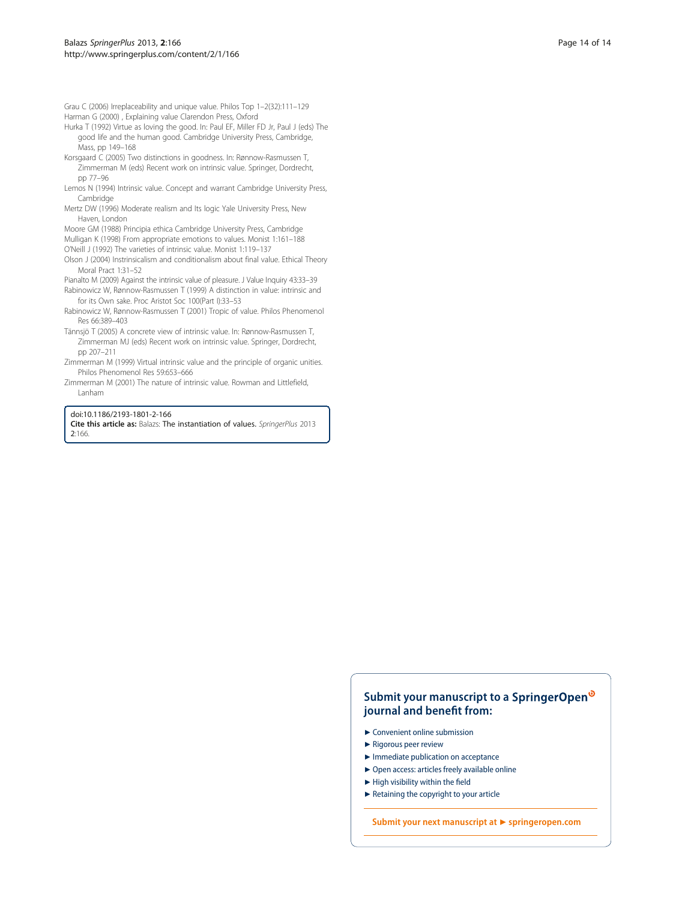Grau C (2006) Irreplaceability and unique value. Philos Top 1–2(32):111–129

Harman G (2000) , Explaining value Clarendon Press, Oxford

Hurka T (1992) Virtue as loving the good. In: Paul EF, Miller FD Jr, Paul J (eds) The good life and the human good. Cambridge University Press, Cambridge, Mass, pp 149–168

Korsgaard C (2005) Two distinctions in goodness. In: Rønnow-Rasmussen T, Zimmerman M (eds) Recent work on intrinsic value. Springer, Dordrecht, pp 77–96

Lemos N (1994) Intrinsic value. Concept and warrant Cambridge University Press, Cambridge

Mertz DW (1996) Moderate realism and Its logic Yale University Press, New Haven, London

Moore GM (1988) Principia ethica Cambridge University Press, Cambridge

Mulligan K (1998) From appropriate emotions to values. Monist 1:161–188

O'Neill J (1992) The varieties of intrinsic value. Monist 1:119–137

Olson J (2004) Instrinsicalism and conditionalism about final value. Ethical Theory Moral Pract 1:31–52

Pianalto M (2009) Against the intrinsic value of pleasure. J Value Inquiry 43:33–39

Rabinowicz W, Rønnow-Rasmussen T (1999) A distinction in value: intrinsic and for its Own sake. Proc Aristot Soc 100(Part I):33–53

Rabinowicz W, Rønnow-Rasmussen T (2001) Tropic of value. Philos Phenomenol Res 66:389–403

Tännsjö T (2005) A concrete view of intrinsic value. In: Rønnow-Rasmussen T, Zimmerman MJ (eds) Recent work on intrinsic value. Springer, Dordrecht, pp 207–211

Zimmerman M (1999) Virtual intrinsic value and the principle of organic unities. Philos Phenomenol Res 59:653–666

Zimmerman M (2001) The nature of intrinsic value. Rowman and Littlefield, Lanham

doi:10.1186/2193-1801-2-166

**Cite this article as:** Balazs: The instantiation of values. *SpringerPlus* 2013 **2**:166.

**Submit your manuscript to a SpringerOpen journal and benefit from:**

- ► Convenient online submission
- ► Rigorous peer review
- ► Immediate publication on acceptance
- ► Open access: articles freely available online
- ► High visibility within the field
- ► Retaining the copyright to your article

**Submit your next manuscript at ► springeropen.com**